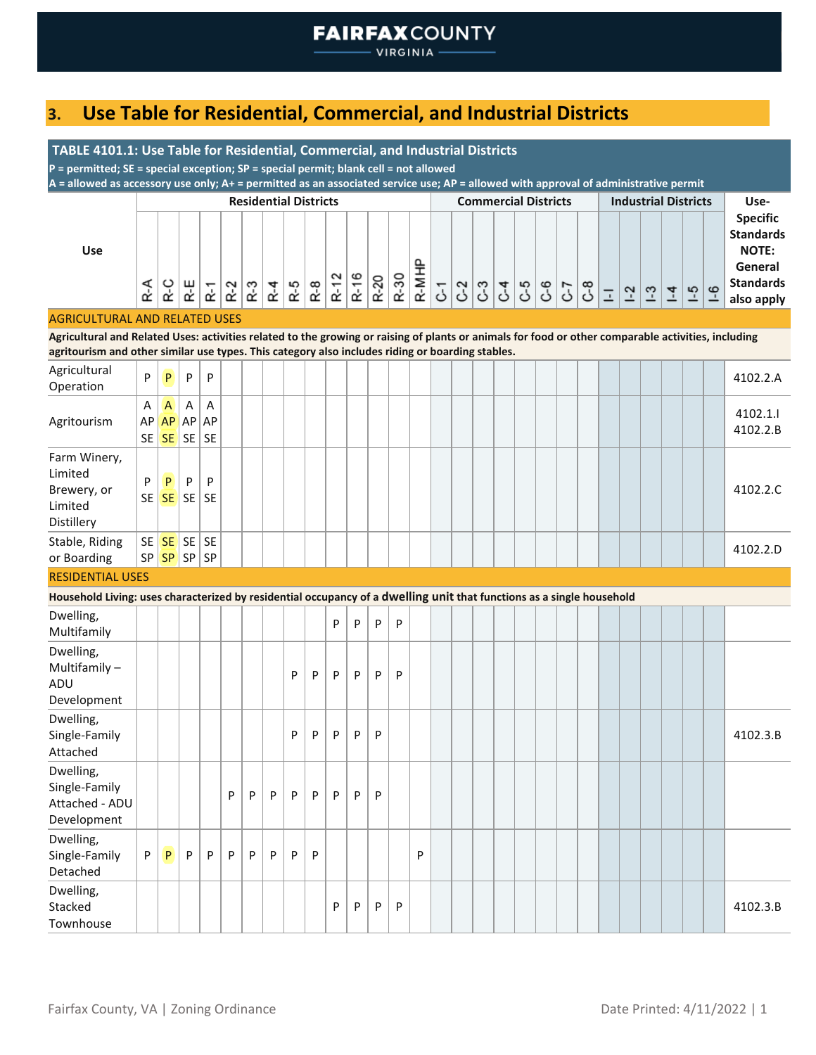## 3. Use Table for Residential, Commercial, and Industrial Districts

**TABLE 4101.1: Use Table for Residential, Commercial, and Industrial Districts**

**P = permitted; SE = special exception; SP = special permit; blank cell = not allowed**
**A = allowed as accessory use only; A+ = permitted as an associated service use; AP = allowed with approval of administrative permit**

| Use | Residential Districts | | | | | | | | | | | | | | Commercial Districts | | | | | | | | Industrial Districts | | | | | | Use-Specific Standards NOTE: General Standards also apply |
|---|---|---|---|---|---|---|---|---|---|---|---|---|---|---|---|---|---|---|---|---|---|---|---|---|---|---|---|---|---|
| | R-A | R-C | R-E | R-1 | R-2 | R-3 | R-4 | R-5 | R-8 | R-12 | R-16 | R-20 | R-30 | R-MHP | C-1 | C-2 | C-3 | C-4 | C-5 | C-6 | C-7 | C-8 | I-I | I-2 | I-3 | I-4 | I-5 | I-6 | |
| **AGRICULTURAL AND RELATED USES** | | | | | | | | | | | | | | | | | | | | | | | | | | | | | |
| **Agricultural and Related Uses: activities related to the growing or raising of plants or animals for food or other comparable activities, including agritourism and other similar use types. This category also includes riding or boarding stables.** | | | | | | | | | | | | | | | | | | | | | | | | | | | | | |
| Agricultural Operation | P | P | P | P | | | | | | | | | | | | | | | | | | | | | | | | | 4102.2.A |
| Agritourism | A AP SE | A AP SE | A AP SE | A AP SE | | | | | | | | | | | | | | | | | | | | | | | | | 4102.1.I 4102.2.B |
| Farm Winery, Limited Brewery, or Limited Distillery | P SE | P SE | P SE | P SE | | | | | | | | | | | | | | | | | | | | | | | | | 4102.2.C |
| Stable, Riding or Boarding | SE SP | SE SP | SE SP | SE SP | | | | | | | | | | | | | | | | | | | | | | | | | 4102.2.D |
| **RESIDENTIAL USES** | | | | | | | | | | | | | | | | | | | | | | | | | | | | | |
| **Household Living: uses characterized by residential occupancy of a dwelling unit that functions as a single household** | | | | | | | | | | | | | | | | | | | | | | | | | | | | | |
| Dwelling, Multifamily | | | | | | | | | | P | P | P | P | | | | | | | | | | | | | | | | |
| Dwelling, Multifamily – ADU Development | | | | | | | | P | P | P | P | P | P | | | | | | | | | | | | | | | | |
| Dwelling, Single-Family Attached | | | | | | | | P | P | P | P | P | | | | | | | | | | | | | | | | | 4102.3.B |
| Dwelling, Single-Family Attached - ADU Development | | | | | P | P | P | P | P | P | P | P | | | | | | | | | | | | | | | | | |
| Dwelling, Single-Family Detached | P | P | P | P | P | P | P | P | P | | | | | P | | | | | | | | | | | | | | | |
| Dwelling, Stacked Townhouse | | | | | | | | | | P | P | P | P | | | | | | | | | | | | | | | | 4102.3.B |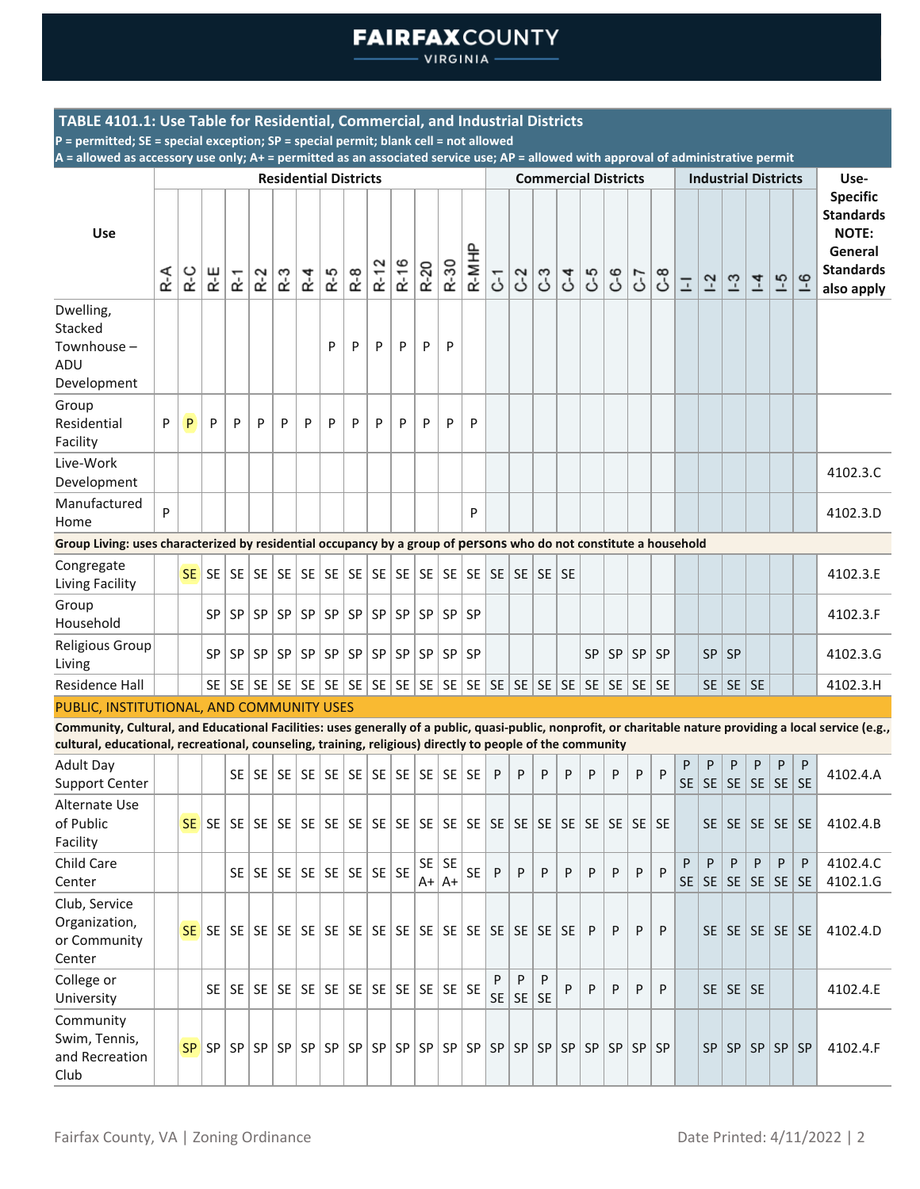## TABLE 4101.1: Use Table for Residential, Commercial, and Industrial Districts

**P = permitted; SE = special exception; SP = special permit; blank cell = not allowed**
**A = allowed as accessory use only; A+ = permitted as an associated service use; AP = allowed with approval of administrative permit**

| Use | Residential Districts | | | | | | | | | | | | | | Commercial Districts | | | | | | | | Industrial Districts | | | | | | Use-Specific Standards NOTE: General Standards also apply |
|---|---|---|---|---|---|---|---|---|---|---|---|---|---|---|---|---|---|---|---|---|---|---|---|---|---|---|---|---|---|
| | R-A | R-C | R-E | R-1 | R-2 | R-3 | R-4 | R-5 | R-8 | R-12 | R-16 | R-20 | R-30 | R-MHP | C-1 | C-2 | C-3 | C-4 | C-5 | C-6 | C-7 | C-8 | I-1 | I-2 | I-3 | I-4 | I-5 | I-6 | |
| Dwelling, Stacked Townhouse – ADU Development | | | | | | | | P | P | P | P | P | P | | | | | | | | | | | | | | | | |
| Group Residential Facility | P | P | P | P | P | P | P | P | P | P | P | P | P | P | | | | | | | | | | | | | | | |
| Live-Work Development | | | | | | | | | | | | | | | | | | | | | | | | | | | | | 4102.3.C |
| Manufactured Home | P | | | | | | | | | | | | | P | | | | | | | | | | | | | | | 4102.3.D |
| **Group Living: uses characterized by residential occupancy by a group of persons who do not constitute a household** | | | | | | | | | | | | | | | | | | | | | | | | | | | | | |
| Congregate Living Facility | | SE | SE | SE | SE | SE | SE | SE | SE | SE | SE | SE | SE | SE | SE | SE | SE | SE | | | | | | | | | | | 4102.3.E |
| Group Household | | | SP | SP | SP | SP | SP | SP | SP | SP | SP | SP | SP | SP | | | | | | | | | | | | | | | 4102.3.F |
| Religious Group Living | | | SP | SP | SP | SP | SP | SP | SP | SP | SP | SP | SP | SP | | | | | SP | SP | SP | SP | | SP | SP | | | | 4102.3.G |
| Residence Hall | | | SE | SE | SE | SE | SE | SE | SE | SE | SE | SE | SE | SE | SE | SE | SE | SE | SE | SE | SE | SE | | SE | SE | SE | | | 4102.3.H |
| PUBLIC, INSTITUTIONAL, AND COMMUNITY USES | | | | | | | | | | | | | | | | | | | | | | | | | | | | | |
| **Community, Cultural, and Educational Facilities: uses generally of a public, quasi-public, nonprofit, or charitable nature providing a local service (e.g., cultural, educational, recreational, counseling, training, religious) directly to people of the community** | | | | | | | | | | | | | | | | | | | | | | | | | | | | | |
| Adult Day Support Center | | | | SE | SE | SE | SE | SE | SE | SE | SE | SE | SE | SE | P | P | P | P | P | P | P | P | P SE | P SE | P SE | P SE | P SE | P SE | 4102.4.A |
| Alternate Use of Public Facility | | SE | SE | SE | SE | SE | SE | SE | SE | SE | SE | SE | SE | SE | SE | SE | SE | SE | SE | SE | SE | SE | | SE | SE | SE | SE | SE | 4102.4.B |
| Child Care Center | | | | SE | SE | SE | SE | SE | SE | SE | SE | SE A+ | SE A+ | SE | P | P | P | P | P | P | P | P | P SE | P SE | P SE | P SE | P SE | P SE | 4102.4.C 4102.1.G |
| Club, Service Organization, or Community Center | | SE | SE | SE | SE | SE | SE | SE | SE | SE | SE | SE | SE | SE | SE | SE | SE | SE | P | P | P | P | | SE | SE | SE | SE | SE | 4102.4.D |
| College or University | | | SE | SE | SE | SE | SE | SE | SE | SE | SE | SE | SE | SE | P SE | P SE | P SE | P | P | P | P | P | | SE | SE | SE | | | 4102.4.E |
| Community Swim, Tennis, and Recreation Club | | SP | SP | SP | SP | SP | SP | SP | SP | SP | SP | SP | SP | SP | SP | SP | SP | SP | SP | SP | SP | SP | | SP | SP | SP | SP | SP | 4102.4.F |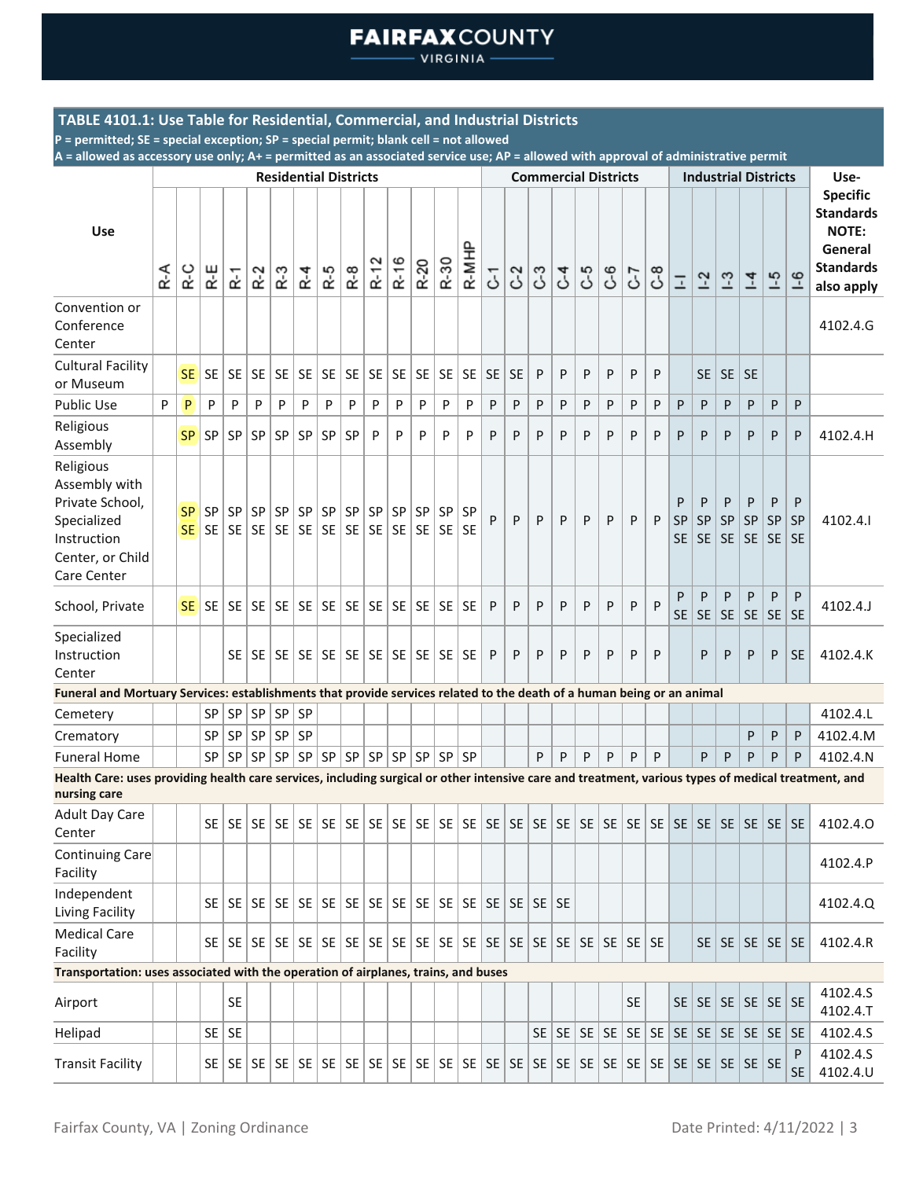**TABLE 4101.1: Use Table for Residential, Commercial, and Industrial Districts**

**P = permitted; SE = special exception; SP = special permit; blank cell = not allowed**
**A = allowed as accessory use only; A+ = permitted as an associated service use; AP = allowed with approval of administrative permit**

| Use | Residential Districts | | | | | | | | | | | | | | Commercial Districts | | | | | | | | Industrial Districts | | | | | | Use-Specific Standards NOTE: General Standards also apply |
|---|---|---|---|---|---|---|---|---|---|---|---|---|---|---|---|---|---|---|---|---|---|---|---|---|---|---|---|---|---|
| | R-A | R-C | R-E | R-1 | R-2 | R-3 | R-4 | R-5 | R-8 | R-12 | R-16 | R-20 | R-30 | R-MHP | C-1 | C-2 | C-3 | C-4 | C-5 | C-6 | C-7 | C-8 | I-1 | I-2 | I-3 | I-4 | I-5 | I-6 | |
| Convention or Conference Center | | | | | | | | | | | | | | | | | | | | | | | | | | | | | 4102.4.G |
| Cultural Facility or Museum | | SE | SE | SE | SE | SE | SE | SE | SE | SE | SE | SE | SE | SE | SE | SE | P | P | P | P | P | P | | SE | SE | SE | | | |
| Public Use | P | P | P | P | P | P | P | P | P | P | P | P | P | P | P | P | P | P | P | P | P | P | P | P | P | P | P | P | |
| Religious Assembly | | SP | SP | SP | SP | SP | SP | SP | SP | P | P | P | P | P | P | P | P | P | P | P | P | P | P | P | P | P | P | P | 4102.4.H |
| Religious Assembly with Private School, Specialized Instruction Center, or Child Care Center | | SP SE | SP SE | SP SE | SP SE | SP SE | SP SE | SP SE | SP SE | SP SE | SP SE | SP SE | SP SE | SP SE | P | P | P | P | P | P | P | P | P SP SE | P SP SE | P SP SE | P SP SE | P SP SE | P SP SE | 4102.4.I |
| School, Private | | SE | SE | SE | SE | SE | SE | SE | SE | SE | SE | SE | SE | SE | P | P | P | P | P | P | P | P | P SE | P SE | P SE | P SE | P SE | P SE | 4102.4.J |
| Specialized Instruction Center | | | | SE | SE | SE | SE | SE | SE | SE | SE | SE | SE | SE | P | P | P | P | P | P | P | P | | P | P | P | P | SE | 4102.4.K |
| **Funeral and Mortuary Services: establishments that provide services related to the death of a human being or an animal** | | | | | | | | | | | | | | | | | | | | | | | | | | | | | |
| Cemetery | | | SP | SP | SP | SP | SP | | | | | | | | | | | | | | | | | | | | | | 4102.4.L |
| Crematory | | | SP | SP | SP | SP | SP | | | | | | | | | | | | | | | | | | | P | P | P | 4102.4.M |
| Funeral Home | | | SP | SP | SP | SP | SP | SP | SP | SP | SP | SP | SP | SP | | | P | P | P | P | P | P | | P | P | P | P | P | 4102.4.N |
| **Health Care: uses providing health care services, including surgical or other intensive care and treatment, various types of medical treatment, and nursing care** | | | | | | | | | | | | | | | | | | | | | | | | | | | | | |
| Adult Day Care Center | | | SE | SE | SE | SE | SE | SE | SE | SE | SE | SE | SE | SE | SE | SE | SE | SE | SE | SE | SE | SE | SE | SE | SE | SE | SE | SE | 4102.4.O |
| Continuing Care Facility | | | | | | | | | | | | | | | | | | | | | | | | | | | | | 4102.4.P |
| Independent Living Facility | | | SE | SE | SE | SE | SE | SE | SE | SE | SE | SE | SE | SE | SE | SE | SE | SE | | | | | | | | | | | 4102.4.Q |
| Medical Care Facility | | | SE | SE | SE | SE | SE | SE | SE | SE | SE | SE | SE | SE | SE | SE | SE | SE | SE | SE | SE | SE | | SE | SE | SE | SE | SE | 4102.4.R |
| **Transportation: uses associated with the operation of airplanes, trains, and buses** | | | | | | | | | | | | | | | | | | | | | | | | | | | | | |
| Airport | | | | SE | | | | | | | | | | | | | | | | | SE | | SE | SE | SE | SE | SE | SE | 4102.4.S 4102.4.T |
| Helipad | | | SE | SE | | | | | | | | | | | | | SE | SE | SE | SE | SE | SE | SE | SE | SE | SE | SE | SE | 4102.4.S |
| Transit Facility | | | SE | SE | SE | SE | SE | SE | SE | SE | SE | SE | SE | SE | SE | SE | SE | SE | SE | SE | SE | SE | SE | SE | SE | SE | SE | P SE | 4102.4.S 4102.4.U |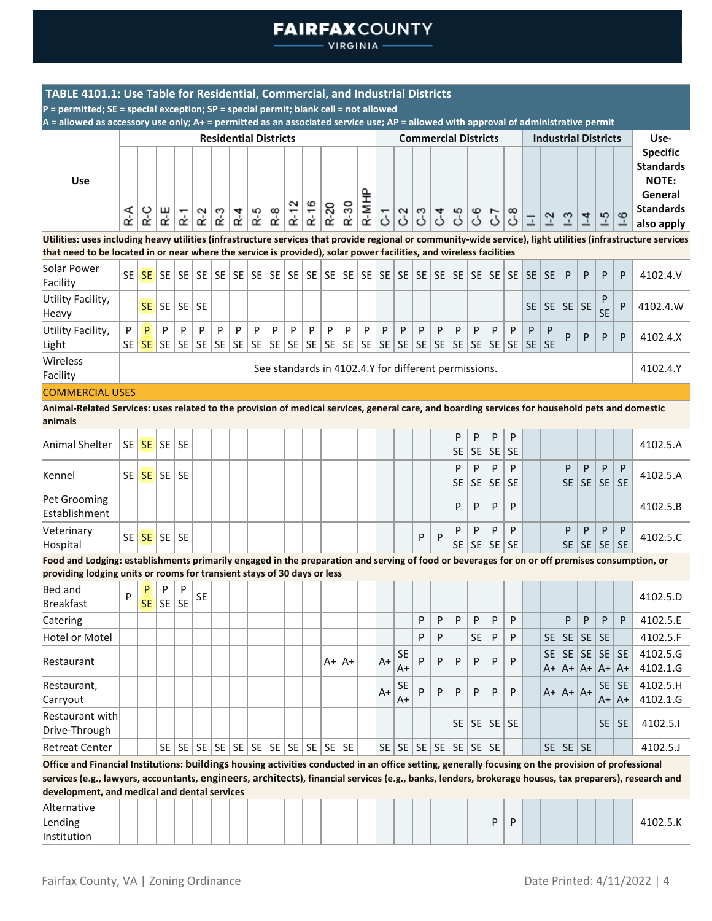**TABLE 4101.1: Use Table for Residential, Commercial, and Industrial Districts**

**P = permitted; SE = special exception; SP = special permit; blank cell = not allowed**
**A = allowed as accessory use only; A+ = permitted as an associated service use; AP = allowed with approval of administrative permit**

| Use | Residential Districts | | | | | | | | | | | | | | Commercial Districts | | | | | | | | Industrial Districts | | | | | | Use-Specific Standards NOTE: General Standards also apply |
|---|---|---|---|---|---|---|---|---|---|---|---|---|---|---|---|---|---|---|---|---|---|---|---|---|---|---|---|---|---|
| | R-A | R-C | R-E | R-1 | R-2 | R-3 | R-4 | R-5 | R-8 | R-12 | R-16 | R-20 | R-30 | R-MHP | C-1 | C-2 | C-3 | C-4 | C-5 | C-6 | C-7 | C-8 | I-1 | I-2 | I-3 | I-4 | I-5 | I-6 | |
| **Utilities: uses including heavy utilities (infrastructure services that provide regional or community-wide service), light utilities (infrastructure services that need to be located in or near where the service is provided), solar power facilities, and wireless facilities** | | | | | | | | | | | | | | | | | | | | | | | | | | | | | |
| Solar Power Facility | SE | SE | SE | SE | SE | SE | SE | SE | SE | SE | SE | SE | SE | SE | SE | SE | SE | SE | SE | SE | SE | SE | SE | SE | P | P | P | P | 4102.4.V |
| Utility Facility, Heavy | | SE | SE | SE | SE | | | | | | | | | | | | | | | | | | SE | SE | SE | SE | P SE | P | 4102.4.W |
| Utility Facility, Light | P SE | P SE | P SE | P SE | P SE | P SE | P SE | P SE | P SE | P SE | P SE | P SE | P SE | P SE | P SE | P SE | P SE | P SE | P SE | P SE | P SE | P SE | P SE | P SE | P | P | P | P | 4102.4.X |
| Wireless Facility | See standards in 4102.4.Y for different permissions. | | | | | | | | | | | | | | | | | | | | | | | | | | | | 4102.4.Y |
| COMMERCIAL USES | | | | | | | | | | | | | | | | | | | | | | | | | | | | | |
| **Animal-Related Services: uses related to the provision of medical services, general care, and boarding services for household pets and domestic animals** | | | | | | | | | | | | | | | | | | | | | | | | | | | | | |
| Animal Shelter | SE | SE | SE | SE | | | | | | | | | | | | | | | P SE | P SE | P SE | P SE | | | | | | | 4102.5.A |
| Kennel | SE | SE | SE | SE | | | | | | | | | | | | | | | P SE | P SE | P SE | P SE | | | P SE | P SE | P SE | P SE | 4102.5.A |
| Pet Grooming Establishment | | | | | | | | | | | | | | | | | | | P | P | P | P | | | | | | | 4102.5.B |
| Veterinary Hospital | SE | SE | SE | SE | | | | | | | | | | | | | P | P | P SE | P SE | P SE | P SE | | | P SE | P SE | P SE | P SE | 4102.5.C |
| **Food and Lodging: establishments primarily engaged in the preparation and serving of food or beverages for on or off premises consumption, or providing lodging units or rooms for transient stays of 30 days or less** | | | | | | | | | | | | | | | | | | | | | | | | | | | | | |
| Bed and Breakfast | P | P SE | P SE | P SE | SE | | | | | | | | | | | | | | | | | | | | | | | | 4102.5.D |
| Catering | | | | | | | | | | | | | | | | | P | P | P | P | P | P | | | P | P | P | P | 4102.5.E |
| Hotel or Motel | | | | | | | | | | | | | | | | | P | P | | SE | P | P | | SE | SE | SE | SE | | 4102.5.F |
| Restaurant | | | | | | | | | | | | A+ | A+ | | A+ | SE A+ | P | P | P | P | P | P | | SE A+ | SE A+ | SE A+ | SE A+ | SE A+ | 4102.5.G 4102.1.G |
| Restaurant, Carryout | | | | | | | | | | | | | | | A+ | SE A+ | P | P | P | P | P | P | | A+ | A+ | A+ | SE A+ | SE A+ | 4102.5.H 4102.1.G |
| Restaurant with Drive-Through | | | | | | | | | | | | | | | | | | | SE | SE | SE | SE | | | | | SE | SE | 4102.5.I |
| Retreat Center | | | SE | SE | SE | SE | SE | SE | SE | SE | SE | SE | SE | | SE | SE | SE | SE | SE | SE | SE | | SE | SE | SE | | | | 4102.5.J |
| **Office and Financial Institutions: buildings housing activities conducted in an office setting, generally focusing on the provision of professional services (e.g., lawyers, accountants, engineers, architects), financial services (e.g., banks, lenders, brokerage houses, tax preparers), research and development, and medical and dental services** | | | | | | | | | | | | | | | | | | | | | | | | | | | | | |
| Alternative Lending Institution | | | | | | | | | | | | | | | | | | | | | P | P | | | | | | | 4102.5.K |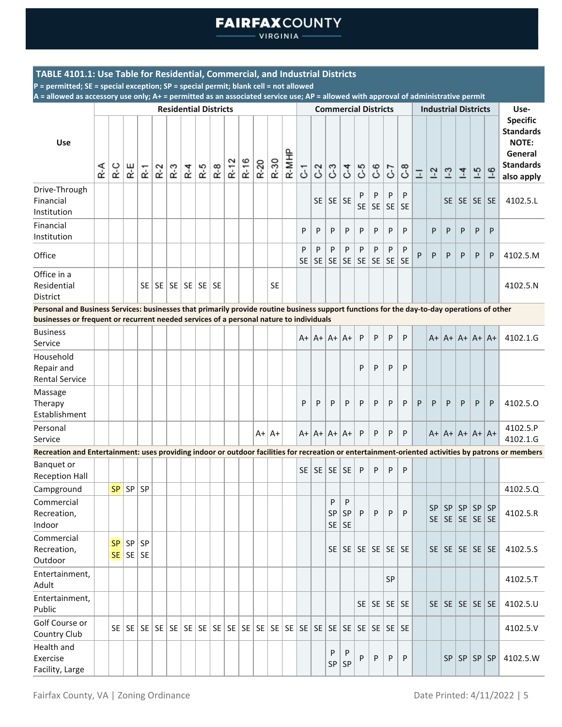**TABLE 4101.1: Use Table for Residential, Commercial, and Industrial Districts**

**P = permitted; SE = special exception; SP = special permit; blank cell = not allowed**
**A = allowed as accessory use only; A+ = permitted as an associated service use; AP = allowed with approval of administrative permit**

| Use | Residential Districts | | | | | | | | | | | | | | Commercial Districts | | | | | | | | Industrial Districts | | | | | | Use-Specific Standards NOTE: General Standards also apply |
|---|---|---|---|---|---|---|---|---|---|---|---|---|---|---|---|---|---|---|---|---|---|---|---|---|---|---|---|---|---|
| | R-A | R-C | R-E | R-1 | R-2 | R-3 | R-4 | R-5 | R-8 | R-12 | R-16 | R-20 | R-30 | R-MHP | C-1 | C-2 | C-3 | C-4 | C-5 | C-6 | C-7 | C-8 | I-1 | I-2 | I-3 | I-4 | I-5 | I-6 | |
| Drive-Through Financial Institution | | | | | | | | | | | | | | | | SE | SE | SE | P SE | P SE | P SE | P SE | | | SE | SE | SE | SE | 4102.5.L |
| Financial Institution | | | | | | | | | | | | | | | P | P | P | P | P | P | P | P | | P | P | P | P | P | |
| Office | | | | | | | | | | | | | | | P SE | P SE | P SE | P SE | P SE | P SE | P SE | P SE | P | P | P | P | P | P | 4102.5.M |
| Office in a Residential District | | | | SE | SE | SE | SE | SE | SE | | | | SE | | | | | | | | | | | | | | | | 4102.5.N |
| **Personal and Business Services: businesses that primarily provide routine business support functions for the day-to-day operations of other businesses or frequent or recurrent needed services of a personal nature to individuals** | | | | | | | | | | | | | | | | | | | | | | | | | | | | | |
| Business Service | | | | | | | | | | | | | | | A+ | A+ | A+ | A+ | P | P | P | P | | A+ | A+ | A+ | A+ | A+ | 4102.1.G |
| Household Repair and Rental Service | | | | | | | | | | | | | | | | | | | P | P | P | P | | | | | | | |
| Massage Therapy Establishment | | | | | | | | | | | | | | | P | P | P | P | P | P | P | P | P | P | P | P | P | P | 4102.5.O |
| Personal Service | | | | | | | | | | | | A+ | A+ | | A+ | A+ | A+ | A+ | P | P | P | P | | A+ | A+ | A+ | A+ | A+ | 4102.5.P 4102.1.G |
| **Recreation and Entertainment: uses providing indoor or outdoor facilities for recreation or entertainment-oriented activities by patrons or members** | | | | | | | | | | | | | | | | | | | | | | | | | | | | | |
| Banquet or Reception Hall | | | | | | | | | | | | | | | SE | SE | SE | SE | P | P | P | P | | | | | | | |
| Campground | | SP | SP | SP | | | | | | | | | | | | | | | | | | | | | | | | | 4102.5.Q |
| Commercial Recreation, Indoor | | | | | | | | | | | | | | | | | P SP SE | P SP SE | P | P | P | P | | SP SE | SP SE | SP SE | SP SE | SP SE | 4102.5.R |
| Commercial Recreation, Outdoor | | SP SE | SP SE | SP SE | | | | | | | | | | | | | SE | SE | SE | SE | SE | SE | | SE | SE | SE | SE | SE | 4102.5.S |
| Entertainment, Adult | | | | | | | | | | | | | | | | | | | | | SP | | | | | | | | 4102.5.T |
| Entertainment, Public | | | | | | | | | | | | | | | | | | | SE | SE | SE | SE | | SE | SE | SE | SE | SE | 4102.5.U |
| Golf Course or Country Club | | SE | SE | SE | SE | SE | SE | SE | SE | SE | SE | SE | SE | SE | SE | SE | SE | SE | SE | SE | SE | SE | | | | | | | 4102.5.V |
| Health and Exercise Facility, Large | | | | | | | | | | | | | | | | | P SP | P SP | P | P | P | P | | | SP | SP | SP | SP | 4102.5.W |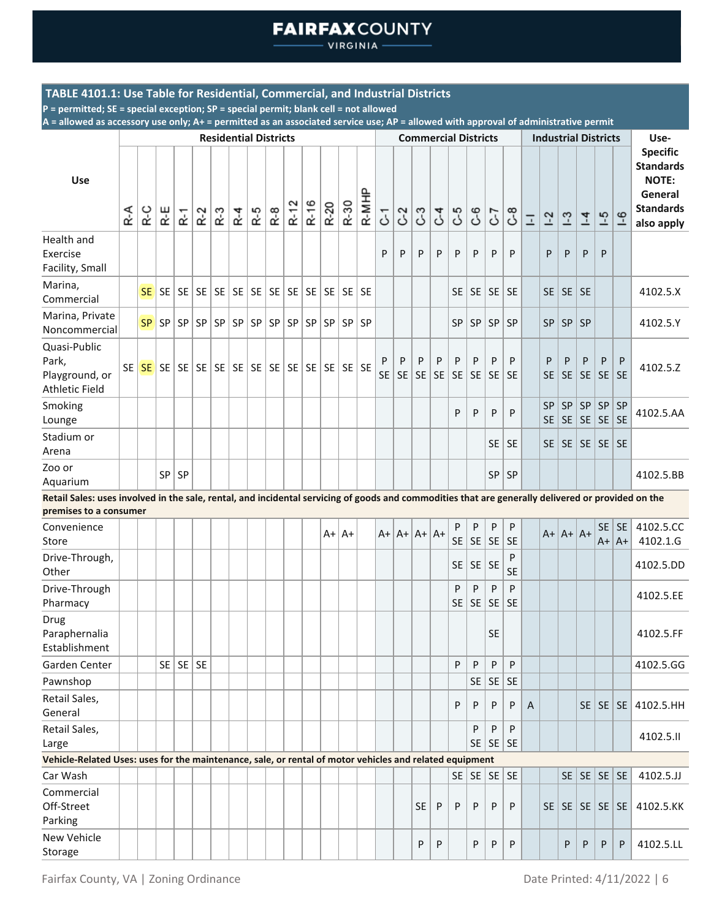**TABLE 4101.1: Use Table for Residential, Commercial, and Industrial Districts**

**P = permitted; SE = special exception; SP = special permit; blank cell = not allowed**
**A = allowed as accessory use only; A+ = permitted as an associated service use; AP = allowed with approval of administrative permit**

| Use | Residential Districts | | | | | | | | | | | | | | Commercial Districts | | | | | | | | Industrial Districts | | | | | | Use-Specific Standards NOTE: General Standards also apply |
|---|---|---|---|---|---|---|---|---|---|---|---|---|---|---|---|---|---|---|---|---|---|---|---|---|---|---|---|---|---|
| | R-A | R-C | R-E | R-1 | R-2 | R-3 | R-4 | R-5 | R-8 | R-12 | R-16 | R-20 | R-30 | R-MHP | C-1 | C-2 | C-3 | C-4 | C-5 | C-6 | C-7 | C-8 | I-1 | I-2 | I-3 | I-4 | I-5 | I-6 | |
| Health and Exercise Facility, Small | | | | | | | | | | | | | | | P | P | P | P | P | P | P | P | | P | P | P | P | | |
| Marina, Commercial | | SE | SE | SE | SE | SE | SE | SE | SE | SE | SE | SE | SE | SE | | | | | SE | SE | SE | SE | | SE | SE | SE | | | 4102.5.X |
| Marina, Private Noncommercial | | SP | SP | SP | SP | SP | SP | SP | SP | SP | SP | SP | SP | SP | | | | | SP | SP | SP | SP | | SP | SP | SP | | | 4102.5.Y |
| Quasi-Public Park, Playground, or Athletic Field | SE | SE | SE | SE | SE | SE | SE | SE | SE | SE | SE | SE | SE | SE | P SE | P SE | P SE | P SE | P SE | P SE | P SE | P SE | | P SE | P SE | P SE | P SE | P SE | 4102.5.Z |
| Smoking Lounge | | | | | | | | | | | | | | | | | | | P | P | P | P | | SP SE | SP SE | SP SE | SP SE | SP SE | 4102.5.AA |
| Stadium or Arena | | | | | | | | | | | | | | | | | | | | | SE | SE | | SE | SE | SE | SE | SE | |
| Zoo or Aquarium | | | SP | SP | | | | | | | | | | | | | | | | | SP | SP | | | | | | | 4102.5.BB |
| **Retail Sales: uses involved in the sale, rental, and incidental servicing of goods and commodities that are generally delivered or provided on the premises to a consumer** | | | | | | | | | | | | | | | | | | | | | | | | | | | | | |
| Convenience Store | | | | | | | | | | | | A+ | A+ | | A+ | A+ | A+ | A+ | P SE | P SE | P SE | P SE | | A+ | A+ | A+ | SE A+ | SE A+ | 4102.5.CC 4102.1.G |
| Drive-Through, Other | | | | | | | | | | | | | | | | | | | SE | SE | SE | P SE | | | | | | | 4102.5.DD |
| Drive-Through Pharmacy | | | | | | | | | | | | | | | | | | | P SE | P SE | P SE | P SE | | | | | | | 4102.5.EE |
| Drug Paraphernalia Establishment | | | | | | | | | | | | | | | | | | | | | SE | | | | | | | | 4102.5.FF |
| Garden Center | | | SE | SE | SE | | | | | | | | | | | | | | P | P | P | P | | | | | | | 4102.5.GG |
| Pawnshop | | | | | | | | | | | | | | | | | | | | SE | SE | SE | | | | | | | |
| Retail Sales, General | | | | | | | | | | | | | | | | | | | P | P | P | P | A | | | SE | SE | SE | 4102.5.HH |
| Retail Sales, Large | | | | | | | | | | | | | | | | | | | | P SE | P SE | P SE | | | | | | | 4102.5.II |
| **Vehicle-Related Uses: uses for the maintenance, sale, or rental of motor vehicles and related equipment** | | | | | | | | | | | | | | | | | | | | | | | | | | | | | |
| Car Wash | | | | | | | | | | | | | | | | | | | SE | SE | SE | SE | | | SE | SE | SE | SE | 4102.5.JJ |
| Commercial Off-Street Parking | | | | | | | | | | | | | | | | | SE | P | P | P | P | P | | SE | SE | SE | SE | SE | 4102.5.KK |
| New Vehicle Storage | | | | | | | | | | | | | | | | | P | P | | P | P | P | | | P | P | P | P | 4102.5.LL |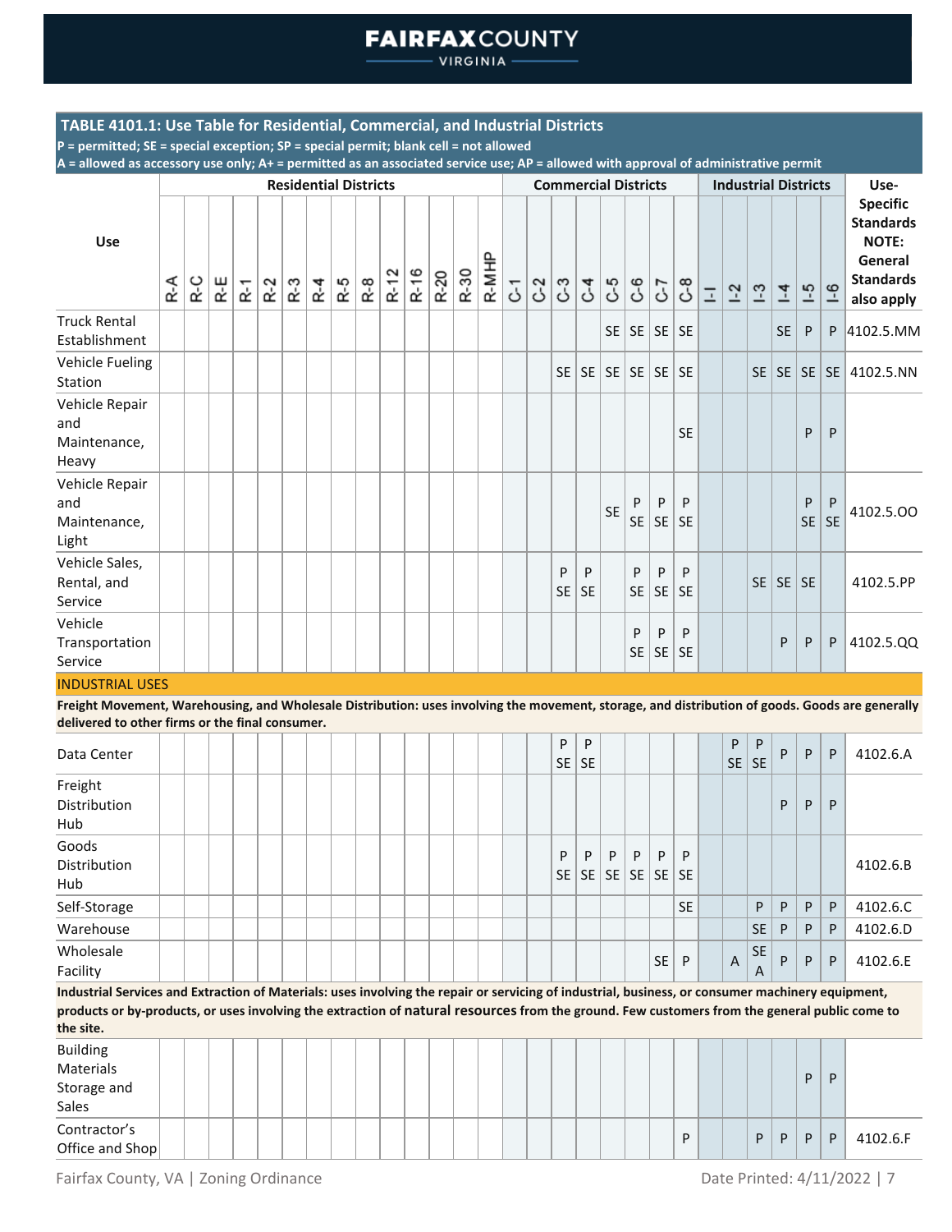TABLE 4101.1: Use Table for Residential, Commercial, and Industrial Districts

P = permitted; SE = special exception; SP = special permit; blank cell = not allowed

A = allowed as accessory use only; A+ = permitted as an associated service use; AP = allowed with approval of administrative permit

| Use | Residential Districts | | | | | | | | | | | | | | Commercial Districts | | | | | | | | Industrial Districts | | | | | | Use-Specific Standards NOTE: General Standards also apply |
|---|---|---|---|---|---|---|---|---|---|---|---|---|---|---|---|---|---|---|---|---|---|---|---|---|---|---|---|---|---|
| | R-A | R-C | R-E | R-1 | R-2 | R-3 | R-4 | R-5 | R-8 | R-12 | R-16 | R-20 | R-30 | R-MHP | C-1 | C-2 | C-3 | C-4 | C-5 | C-6 | C-7 | C-8 | I-1 | I-2 | I-3 | I-4 | I-5 | I-6 | |
| Truck Rental Establishment | | | | | | | | | | | | | | | | | | | SE | SE | SE | SE | | | | SE | P | P | 4102.5.MM |
| Vehicle Fueling Station | | | | | | | | | | | | | | | | | SE | SE | SE | SE | SE | SE | | | SE | SE | SE | SE | 4102.5.NN |
| Vehicle Repair and Maintenance, Heavy | | | | | | | | | | | | | | | | | | | | | | SE | | | | | P | P | |
| Vehicle Repair and Maintenance, Light | | | | | | | | | | | | | | | | | | | SE | P SE | P SE | P SE | | | | | P SE | P SE | 4102.5.OO |
| Vehicle Sales, Rental, and Service | | | | | | | | | | | | | | | | | P SE | P SE | | P SE | P SE | P SE | | | SE | SE | SE | | 4102.5.PP |
| Vehicle Transportation Service | | | | | | | | | | | | | | | | | | | | P SE | P SE | P SE | | | | P | P | P | 4102.5.QQ |
| INDUSTRIAL USES | | | | | | | | | | | | | | | | | | | | | | | | | | | | | |
| **Freight Movement, Warehousing, and Wholesale Distribution: uses involving the movement, storage, and distribution of goods. Goods are generally delivered to other firms or the final consumer.** | | | | | | | | | | | | | | | | | | | | | | | | | | | | | |
| Data Center | | | | | | | | | | | | | | | | | P SE | P SE | | | | | | P SE | P SE | P | P | P | 4102.6.A |
| Freight Distribution Hub | | | | | | | | | | | | | | | | | | | | | | | | | | P | P | P | |
| Goods Distribution Hub | | | | | | | | | | | | | | | | | P SE | P SE | P SE | P SE | P SE | P SE | | | | | | | 4102.6.B |
| Self-Storage | | | | | | | | | | | | | | | | | | | | | | SE | | | P | P | P | P | 4102.6.C |
| Warehouse | | | | | | | | | | | | | | | | | | | | | | | | | SE | P | P | P | 4102.6.D |
| Wholesale Facility | | | | | | | | | | | | | | | | | | | | | SE | P | | A | SE A | P | P | P | 4102.6.E |
| **Industrial Services and Extraction of Materials: uses involving the repair or servicing of industrial, business, or consumer machinery equipment, products or by-products, or uses involving the extraction of natural resources from the ground. Few customers from the general public come to the site.** | | | | | | | | | | | | | | | | | | | | | | | | | | | | | |
| Building Materials Storage and Sales | | | | | | | | | | | | | | | | | | | | | | | | | | | P | P | |
| Contractor's Office and Shop | | | | | | | | | | | | | | | | | | | | | | P | | | P | P | P | P | 4102.6.F |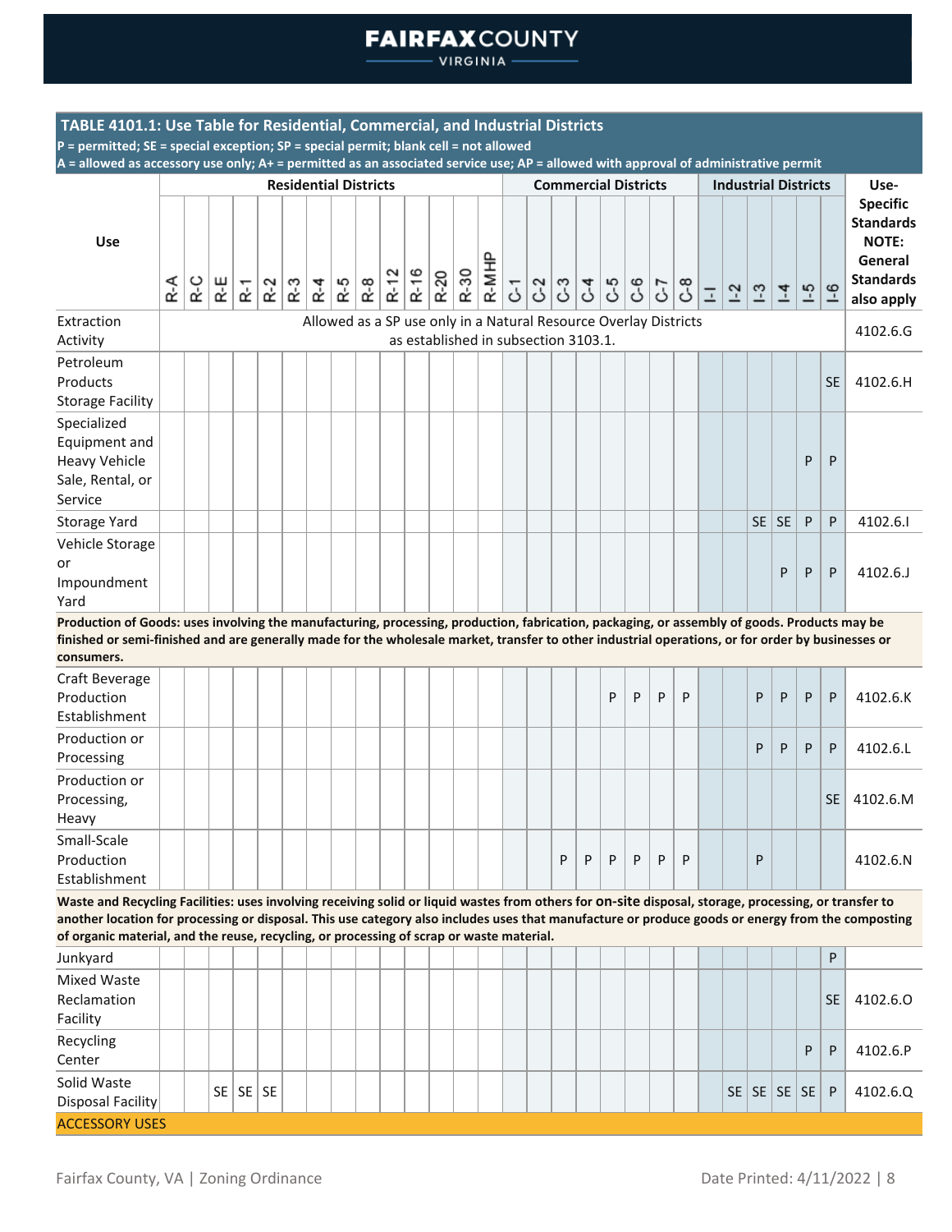**TABLE 4101.1: Use Table for Residential, Commercial, and Industrial Districts**

**P = permitted; SE = special exception; SP = special permit; blank cell = not allowed**
**A = allowed as accessory use only; A+ = permitted as an associated service use; AP = allowed with approval of administrative permit**

| Use | Residential Districts | | | | | | | | | | | | | | Commercial Districts | | | | | | | | Industrial Districts | | | | | | Use-Specific Standards NOTE: General Standards also apply |
|---|---|---|---|---|---|---|---|---|---|---|---|---|---|---|---|---|---|---|---|---|---|---|---|---|---|---|---|---|---|
| | R-A | R-C | R-E | R-1 | R-2 | R-3 | R-4 | R-5 | R-8 | R-12 | R-16 | R-20 | R-30 | R-MHP | C-1 | C-2 | C-3 | C-4 | C-5 | C-6 | C-7 | C-8 | I-1 | I-2 | I-3 | I-4 | I-5 | I-6 | |
| Extraction Activity | Allowed as a SP use only in a Natural Resource Overlay Districts as established in subsection 3103.1. | | | | | | | | | | | | | | | | | | | | | | | | | | | | 4102.6.G |
| Petroleum Products Storage Facility | | | | | | | | | | | | | | | | | | | | | | | | | | | | SE | 4102.6.H |
| Specialized Equipment and Heavy Vehicle Sale, Rental, or Service | | | | | | | | | | | | | | | | | | | | | | | | | | | P | P | |
| Storage Yard | | | | | | | | | | | | | | | | | | | | | | | | | SE | SE | P | P | 4102.6.I |
| Vehicle Storage or Impoundment Yard | | | | | | | | | | | | | | | | | | | | | | | | | | P | P | P | 4102.6.J |
| **Production of Goods: uses involving the manufacturing, processing, production, fabrication, packaging, or assembly of goods. Products may be finished or semi-finished and are generally made for the wholesale market, transfer to other industrial operations, or for order by businesses or consumers.** | | | | | | | | | | | | | | | | | | | | | | | | | | | | | |
| Craft Beverage Production Establishment | | | | | | | | | | | | | | | | | | | P | P | P | P | | | P | P | P | P | 4102.6.K |
| Production or Processing | | | | | | | | | | | | | | | | | | | | | | | | | P | P | P | P | 4102.6.L |
| Production or Processing, Heavy | | | | | | | | | | | | | | | | | | | | | | | | | | | | SE | 4102.6.M |
| Small-Scale Production Establishment | | | | | | | | | | | | | | | | | P | P | P | P | P | P | | | P | | | | 4102.6.N |
| **Waste and Recycling Facilities: uses involving receiving solid or liquid wastes from others for on-site disposal, storage, processing, or transfer to another location for processing or disposal. This use category also includes uses that manufacture or produce goods or energy from the composting of organic material, and the reuse, recycling, or processing of scrap or waste material.** | | | | | | | | | | | | | | | | | | | | | | | | | | | | | |
| Junkyard | | | | | | | | | | | | | | | | | | | | | | | | | | | | P | |
| Mixed Waste Reclamation Facility | | | | | | | | | | | | | | | | | | | | | | | | | | | | SE | 4102.6.O |
| Recycling Center | | | | | | | | | | | | | | | | | | | | | | | | | | | P | P | 4102.6.P |
| Solid Waste Disposal Facility | | | SE | SE | SE | | | | | | | | | | | | | | | | | | | SE | SE | SE | SE | P | 4102.6.Q |
| ACCESSORY USES | | | | | | | | | | | | | | | | | | | | | | | | | | | | | |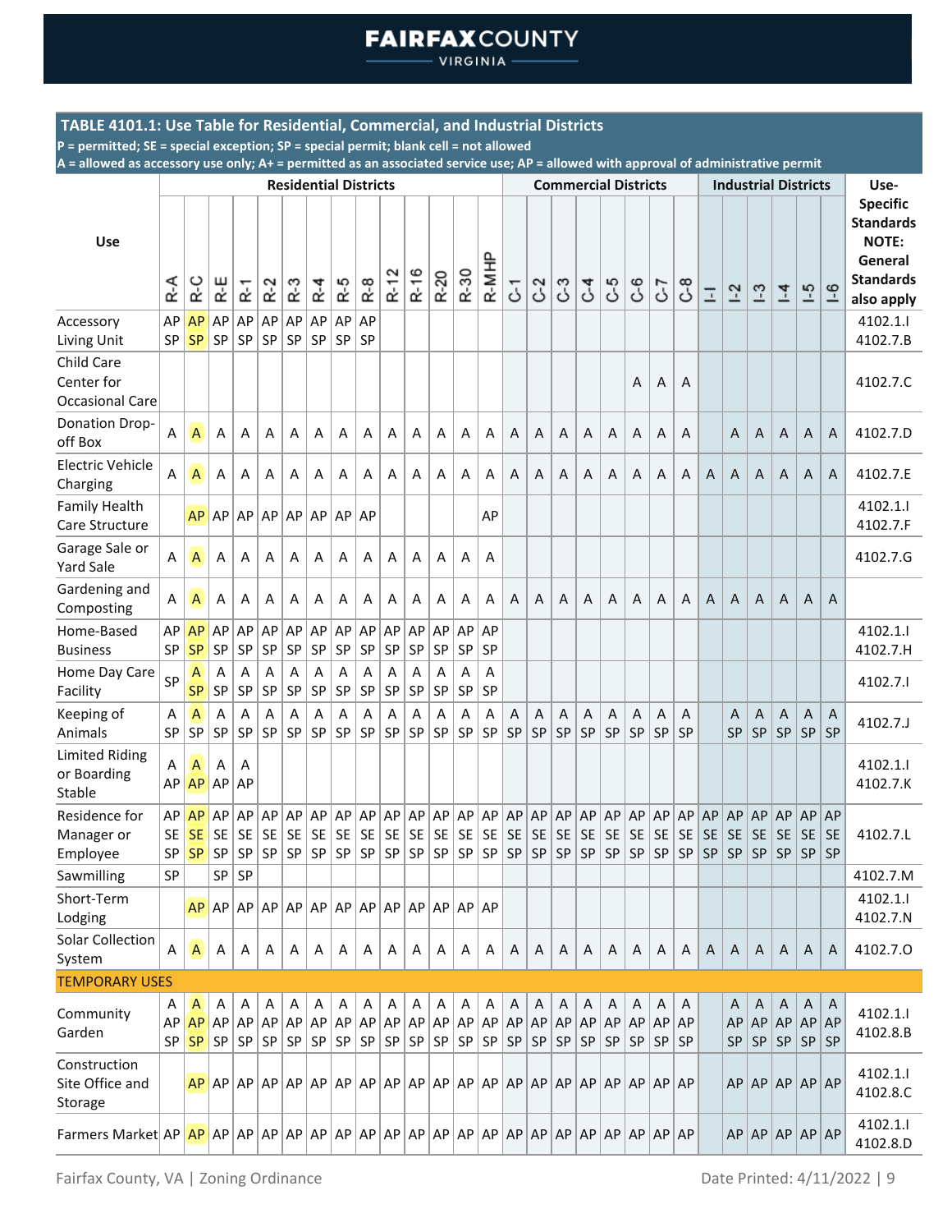**TABLE 4101.1: Use Table for Residential, Commercial, and Industrial Districts**

P = permitted; SE = special exception; SP = special permit; blank cell = not allowed

A = allowed as accessory use only; A+ = permitted as an associated service use; AP = allowed with approval of administrative permit

| Use | Residential Districts | | | | | | | | | | | | | | Commercial Districts | | | | | | | | Industrial Districts | | | | | | Use-Specific Standards NOTE: General Standards also apply |
|---|---|---|---|---|---|---|---|---|---|---|---|---|---|---|---|---|---|---|---|---|---|---|---|---|---|---|---|---|---|
| | R-A | R-C | R-E | R-1 | R-2 | R-3 | R-4 | R-5 | R-8 | R-12 | R-16 | R-20 | R-30 | R-MHP | C-1 | C-2 | C-3 | C-4 | C-5 | C-6 | C-7 | C-8 | I-1 | I-2 | I-3 | I-4 | I-5 | I-6 | |
| Accessory Living Unit | AP SP | AP SP | AP SP | AP SP | AP SP | AP SP | AP SP | AP SP | AP SP | | | | | | | | | | | | | | | | | | | | 4102.1.I 4102.7.B |
| Child Care Center for Occasional Care | | | | | | | | | | | | | | | | | | | | A | A | A | | | | | | | 4102.7.C |
| Donation Drop-off Box | A | A | A | A | A | A | A | A | A | A | A | A | A | A | A | A | A | A | A | A | A | A | | A | A | A | A | A | 4102.7.D |
| Electric Vehicle Charging | A | A | A | A | A | A | A | A | A | A | A | A | A | A | A | A | A | A | A | A | A | A | A | A | A | A | A | A | 4102.7.E |
| Family Health Care Structure | | AP | AP | AP | AP | AP | AP | AP | AP | | | | | AP | | | | | | | | | | | | | | | 4102.1.I 4102.7.F |
| Garage Sale or Yard Sale | A | A | A | A | A | A | A | A | A | A | A | A | A | A | | | | | | | | | | | | | | | 4102.7.G |
| Gardening and Composting | A | A | A | A | A | A | A | A | A | A | A | A | A | A | A | A | A | A | A | A | A | A | A | A | A | A | A | A | |
| Home-Based Business | AP SP | AP SP | AP SP | AP SP | AP SP | AP SP | AP SP | AP SP | AP SP | AP SP | AP SP | AP SP | AP SP | AP SP | | | | | | | | | | | | | | | 4102.1.I 4102.7.H |
| Home Day Care Facility | SP | A SP | A SP | A SP | A SP | A SP | A SP | A SP | A SP | A SP | A SP | A SP | A SP | A SP | | | | | | | | | | | | | | | 4102.7.I |
| Keeping of Animals | A SP | A SP | A SP | A SP | A SP | A SP | A SP | A SP | A SP | A SP | A SP | A SP | A SP | A SP | A SP | A SP | A SP | A SP | A SP | A SP | A SP | A SP | | A SP | A SP | A SP | A SP | A SP | 4102.7.J |
| Limited Riding or Boarding Stable | A AP | A AP | A AP | A AP | | | | | | | | | | | | | | | | | | | | | | | | | 4102.1.I 4102.7.K |
| Residence for Manager or Employee | AP SE SP | AP SE SP | AP SE SP | AP SE SP | AP SE SP | AP SE SP | AP SE SP | AP SE SP | AP SE SP | AP SE SP | AP SE SP | AP SE SP | AP SE SP | AP SE SP | AP SE SP | AP SE SP | AP SE SP | AP SE SP | AP SE SP | AP SE SP | AP SE SP | AP SE SP | AP SE SP | AP SE SP | AP SE SP | AP SE SP | AP SE SP | AP SE SP | 4102.7.L |
| Sawmilling | SP | | SP | SP | | | | | | | | | | | | | | | | | | | | | | | | | 4102.7.M |
| Short-Term Lodging | | AP | AP | AP | AP | AP | AP | AP | AP | AP | AP | AP | AP | AP | | | | | | | | | | | | | | | 4102.1.I 4102.7.N |
| Solar Collection System | A | A | A | A | A | A | A | A | A | A | A | A | A | A | A | A | A | A | A | A | A | A | A | A | A | A | A | A | 4102.7.O |
| **TEMPORARY USES** | | | | | | | | | | | | | | | | | | | | | | | | | | | | | |
| Community Garden | A AP SP | A AP SP | A AP SP | A AP SP | A AP SP | A AP SP | A AP SP | A AP SP | A AP SP | A AP SP | A AP SP | A AP SP | A AP SP | A AP SP | A AP SP | A AP SP | A AP SP | A AP SP | A AP SP | A AP SP | A AP SP | A AP SP | | A AP SP | A AP SP | A AP SP | A AP SP | A AP SP | 4102.1.I 4102.8.B |
| Construction Site Office and Storage | | AP | AP | AP | AP | AP | AP | AP | AP | AP | AP | AP | AP | AP | AP | AP | AP | AP | AP | AP | AP | AP | | AP | AP | AP | AP | AP | 4102.1.I 4102.8.C |
| Farmers Market | AP | AP | AP | AP | AP | AP | AP | AP | AP | AP | AP | AP | AP | AP | AP | AP | AP | AP | AP | AP | AP | AP | | AP | AP | AP | AP | AP | 4102.1.I 4102.8.D |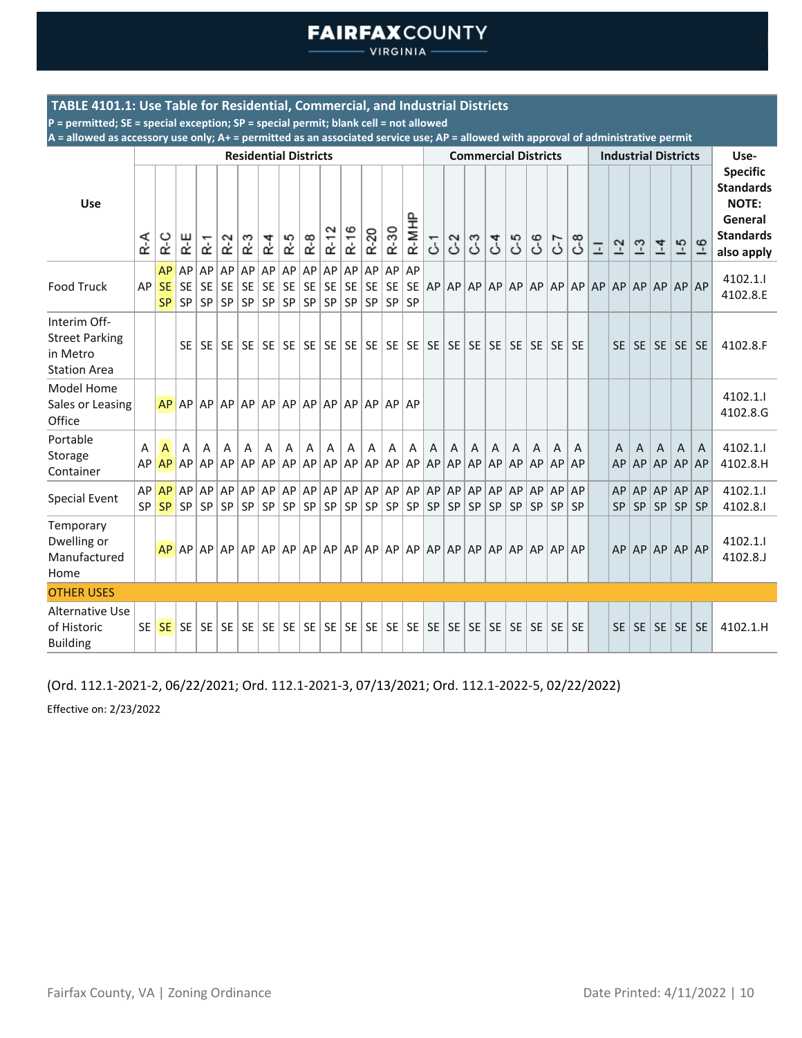## TABLE 4101.1: Use Table for Residential, Commercial, and Industrial Districts

**P = permitted; SE = special exception; SP = special permit; blank cell = not allowed**
**A = allowed as accessory use only; A+ = permitted as an associated service use; AP = allowed with approval of administrative permit**

| Use | Residential Districts | | | | | | | | | | | | | | Commercial Districts | | | | | | | | Industrial Districts | | | | | | Use-Specific Standards NOTE: General Standards also apply |
|---|---|---|---|---|---|---|---|---|---|---|---|---|---|---|---|---|---|---|---|---|---|---|---|---|---|---|---|---|---|
| | R-A | R-C | R-E | R-1 | R-2 | R-3 | R-4 | R-5 | R-8 | R-12 | R-16 | R-20 | R-30 | R-MHP | C-1 | C-2 | C-3 | C-4 | C-5 | C-6 | C-7 | C-8 | I-1 | I-2 | I-3 | I-4 | I-5 | I-6 | |
| Food Truck | AP | AP SE SP | AP SE SP | AP SE SP | AP SE SP | AP SE SP | AP SE SP | AP SE SP | AP SE SP | AP SE SP | AP SE SP | AP SE SP | AP SE SP | AP SE SP | AP | AP | AP | AP | AP | AP | AP | AP | AP | AP | AP | AP | AP | AP | 4102.1.I 4102.8.E |
| Interim Off-Street Parking in Metro Station Area | | | SE | SE | SE | SE | SE | SE | SE | SE | SE | SE | SE | SE | SE | SE | SE | SE | SE | SE | SE | SE | | SE | SE | SE | SE | SE | 4102.8.F |
| Model Home Sales or Leasing Office | | AP | AP | AP | AP | AP | AP | AP | AP | AP | AP | AP | AP | AP | | | | | | | | | | | | | | | 4102.1.I 4102.8.G |
| Portable Storage Container | A AP | A AP | A AP | A AP | A AP | A AP | A AP | A AP | A AP | A AP | A AP | A AP | A AP | A AP | A AP | A AP | A AP | A AP | A AP | A AP | A AP | A AP | | A AP | A AP | A AP | A AP | A AP | 4102.1.I 4102.8.H |
| Special Event | AP SP | AP SP | AP SP | AP SP | AP SP | AP SP | AP SP | AP SP | AP SP | AP SP | AP SP | AP SP | AP SP | AP SP | AP SP | AP SP | AP SP | AP SP | AP SP | AP SP | AP SP | AP SP | | AP SP | AP SP | AP SP | AP SP | AP SP | 4102.1.I 4102.8.I |
| Temporary Dwelling or Manufactured Home | | AP | AP | AP | AP | AP | AP | AP | AP | AP | AP | AP | AP | AP | AP | AP | AP | AP | AP | AP | AP | AP | | AP | AP | AP | AP | AP | 4102.1.I 4102.8.J |
| OTHER USES | | | | | | | | | | | | | | | | | | | | | | | | | | | | | |
| Alternative Use of Historic Building | SE | SE | SE | SE | SE | SE | SE | SE | SE | SE | SE | SE | SE | SE | SE | SE | SE | SE | SE | SE | SE | SE | | SE | SE | SE | SE | SE | 4102.1.H |

(Ord. 112.1-2021-2, 06/22/2021; Ord. 112.1-2021-3, 07/13/2021; Ord. 112.1-2022-5, 02/22/2022)

Effective on: 2/23/2022